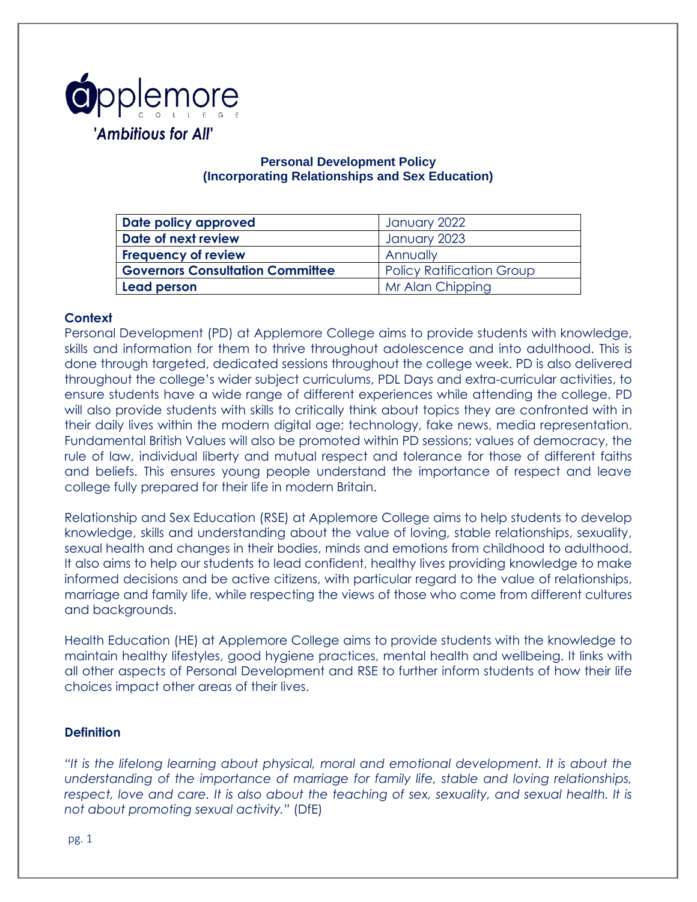applemore
C O L L E G E

*'Ambitious for All'*

# Personal Development Policy
## (Incorporating Relationships and Sex Education)

| Date policy approved | January 2022 |
|---|---|
| Date of next review | January 2023 |
| Frequency of review | Annually |
| Governors Consultation Committee | Policy Ratification Group |
| Lead person | Mr Alan Chipping |

### Context

Personal Development (PD) at Applemore College aims to provide students with knowledge, skills and information for them to thrive throughout adolescence and into adulthood. This is done through targeted, dedicated sessions throughout the college week. PD is also delivered throughout the college's wider subject curriculums, PDL Days and extra-curricular activities, to ensure students have a wide range of different experiences while attending the college. PD will also provide students with skills to critically think about topics they are confronted with in their daily lives within the modern digital age; technology, fake news, media representation. Fundamental British Values will also be promoted within PD sessions; values of democracy, the rule of law, individual liberty and mutual respect and tolerance for those of different faiths and beliefs. This ensures young people understand the importance of respect and leave college fully prepared for their life in modern Britain.

Relationship and Sex Education (RSE) at Applemore College aims to help students to develop knowledge, skills and understanding about the value of loving, stable relationships, sexuality, sexual health and changes in their bodies, minds and emotions from childhood to adulthood. It also aims to help our students to lead confident, healthy lives providing knowledge to make informed decisions and be active citizens, with particular regard to the value of relationships, marriage and family life, while respecting the views of those who come from different cultures and backgrounds.

Health Education (HE) at Applemore College aims to provide students with the knowledge to maintain healthy lifestyles, good hygiene practices, mental health and wellbeing. It links with all other aspects of Personal Development and RSE to further inform students of how their life choices impact other areas of their lives.

### Definition

*"It is the lifelong learning about physical, moral and emotional development. It is about the understanding of the importance of marriage for family life, stable and loving relationships, respect, love and care. It is also about the teaching of sex, sexuality, and sexual health. It is not about promoting sexual activity."* (DfE)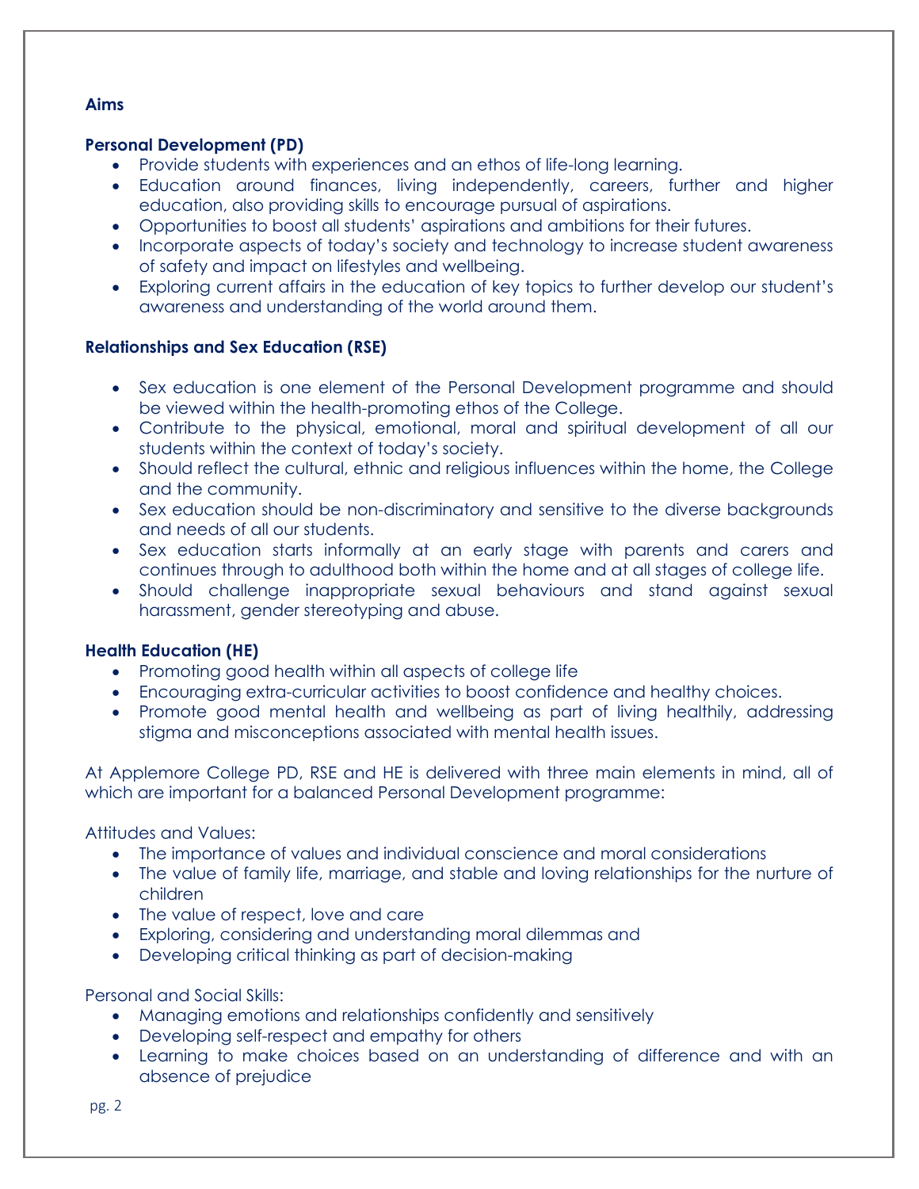**Aims**

**Personal Development (PD)**

- Provide students with experiences and an ethos of life-long learning.
- Education around finances, living independently, careers, further and higher education, also providing skills to encourage pursual of aspirations.
- Opportunities to boost all students' aspirations and ambitions for their futures.
- Incorporate aspects of today's society and technology to increase student awareness of safety and impact on lifestyles and wellbeing.
- Exploring current affairs in the education of key topics to further develop our student's awareness and understanding of the world around them.

**Relationships and Sex Education (RSE)**

- Sex education is one element of the Personal Development programme and should be viewed within the health-promoting ethos of the College.
- Contribute to the physical, emotional, moral and spiritual development of all our students within the context of today's society.
- Should reflect the cultural, ethnic and religious influences within the home, the College and the community.
- Sex education should be non-discriminatory and sensitive to the diverse backgrounds and needs of all our students.
- Sex education starts informally at an early stage with parents and carers and continues through to adulthood both within the home and at all stages of college life.
- Should challenge inappropriate sexual behaviours and stand against sexual harassment, gender stereotyping and abuse.

**Health Education (HE)**

- Promoting good health within all aspects of college life
- Encouraging extra-curricular activities to boost confidence and healthy choices.
- Promote good mental health and wellbeing as part of living healthily, addressing stigma and misconceptions associated with mental health issues.

At Applemore College PD, RSE and HE is delivered with three main elements in mind, all of which are important for a balanced Personal Development programme:

Attitudes and Values:

- The importance of values and individual conscience and moral considerations
- The value of family life, marriage, and stable and loving relationships for the nurture of children
- The value of respect, love and care
- Exploring, considering and understanding moral dilemmas and
- Developing critical thinking as part of decision-making

Personal and Social Skills:

- Managing emotions and relationships confidently and sensitively
- Developing self-respect and empathy for others
- Learning to make choices based on an understanding of difference and with an absence of prejudice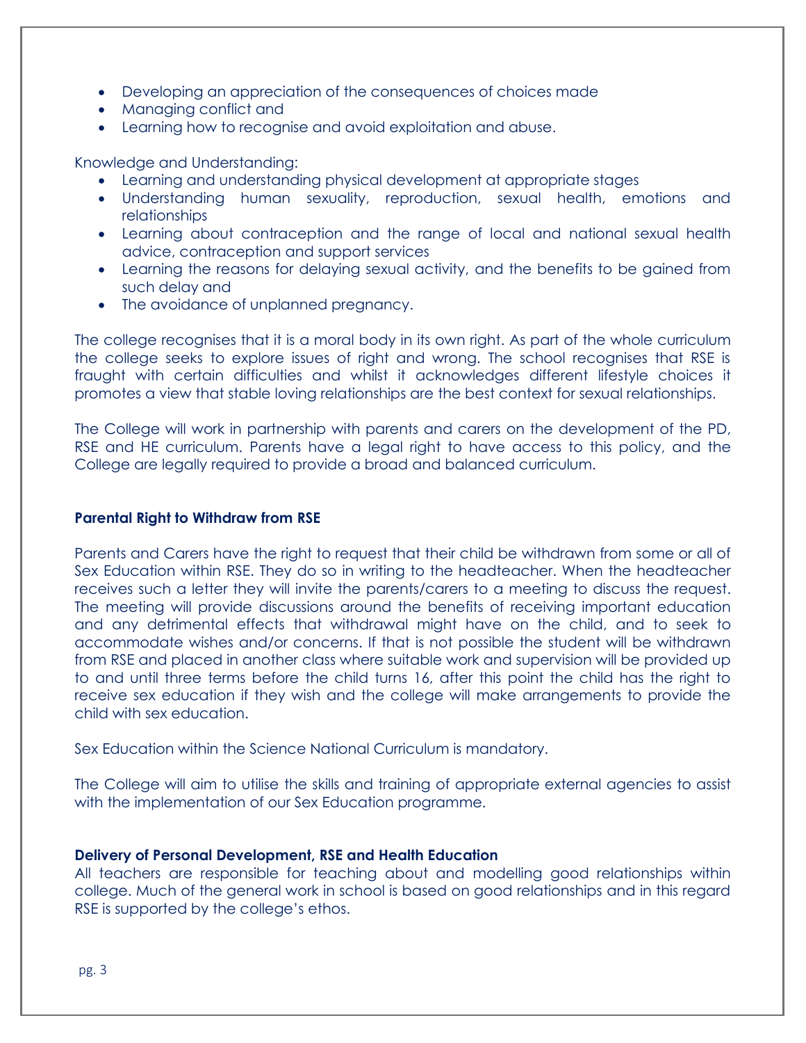- Developing an appreciation of the consequences of choices made
- Managing conflict and
- Learning how to recognise and avoid exploitation and abuse.

Knowledge and Understanding:

- Learning and understanding physical development at appropriate stages
- Understanding human sexuality, reproduction, sexual health, emotions and relationships
- Learning about contraception and the range of local and national sexual health advice, contraception and support services
- Learning the reasons for delaying sexual activity, and the benefits to be gained from such delay and
- The avoidance of unplanned pregnancy.

The college recognises that it is a moral body in its own right. As part of the whole curriculum the college seeks to explore issues of right and wrong. The school recognises that RSE is fraught with certain difficulties and whilst it acknowledges different lifestyle choices it promotes a view that stable loving relationships are the best context for sexual relationships.

The College will work in partnership with parents and carers on the development of the PD, RSE and HE curriculum. Parents have a legal right to have access to this policy, and the College are legally required to provide a broad and balanced curriculum.

**Parental Right to Withdraw from RSE**

Parents and Carers have the right to request that their child be withdrawn from some or all of Sex Education within RSE. They do so in writing to the headteacher. When the headteacher receives such a letter they will invite the parents/carers to a meeting to discuss the request. The meeting will provide discussions around the benefits of receiving important education and any detrimental effects that withdrawal might have on the child, and to seek to accommodate wishes and/or concerns. If that is not possible the student will be withdrawn from RSE and placed in another class where suitable work and supervision will be provided up to and until three terms before the child turns 16, after this point the child has the right to receive sex education if they wish and the college will make arrangements to provide the child with sex education.

Sex Education within the Science National Curriculum is mandatory.

The College will aim to utilise the skills and training of appropriate external agencies to assist with the implementation of our Sex Education programme.

**Delivery of Personal Development, RSE and Health Education**

All teachers are responsible for teaching about and modelling good relationships within college. Much of the general work in school is based on good relationships and in this regard RSE is supported by the college's ethos.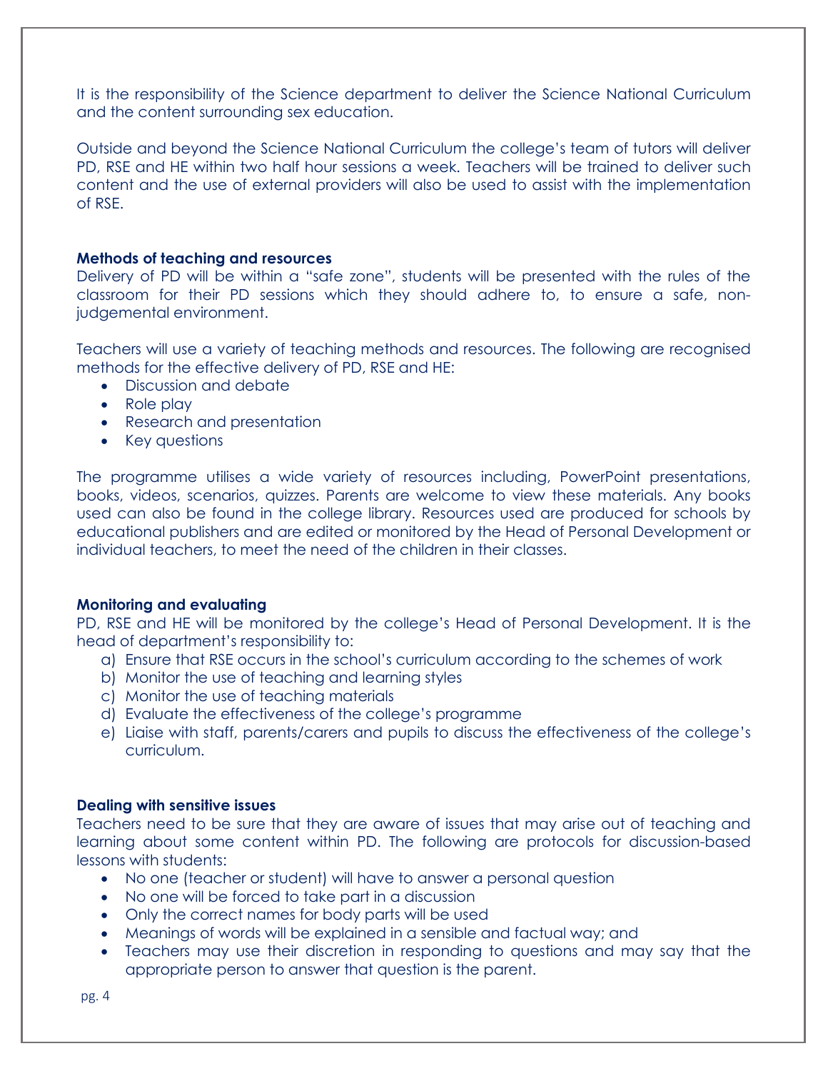It is the responsibility of the Science department to deliver the Science National Curriculum and the content surrounding sex education.

Outside and beyond the Science National Curriculum the college's team of tutors will deliver PD, RSE and HE within two half hour sessions a week. Teachers will be trained to deliver such content and the use of external providers will also be used to assist with the implementation of RSE.

**Methods of teaching and resources**

Delivery of PD will be within a "safe zone", students will be presented with the rules of the classroom for their PD sessions which they should adhere to, to ensure a safe, non-judgemental environment.

Teachers will use a variety of teaching methods and resources. The following are recognised methods for the effective delivery of PD, RSE and HE:

- Discussion and debate
- Role play
- Research and presentation
- Key questions

The programme utilises a wide variety of resources including, PowerPoint presentations, books, videos, scenarios, quizzes. Parents are welcome to view these materials. Any books used can also be found in the college library. Resources used are produced for schools by educational publishers and are edited or monitored by the Head of Personal Development or individual teachers, to meet the need of the children in their classes.

**Monitoring and evaluating**

PD, RSE and HE will be monitored by the college's Head of Personal Development. It is the head of department's responsibility to:

a) Ensure that RSE occurs in the school's curriculum according to the schemes of work
b) Monitor the use of teaching and learning styles
c) Monitor the use of teaching materials
d) Evaluate the effectiveness of the college's programme
e) Liaise with staff, parents/carers and pupils to discuss the effectiveness of the college's curriculum.

**Dealing with sensitive issues**

Teachers need to be sure that they are aware of issues that may arise out of teaching and learning about some content within PD. The following are protocols for discussion-based lessons with students:

- No one (teacher or student) will have to answer a personal question
- No one will be forced to take part in a discussion
- Only the correct names for body parts will be used
- Meanings of words will be explained in a sensible and factual way; and
- Teachers may use their discretion in responding to questions and may say that the appropriate person to answer that question is the parent.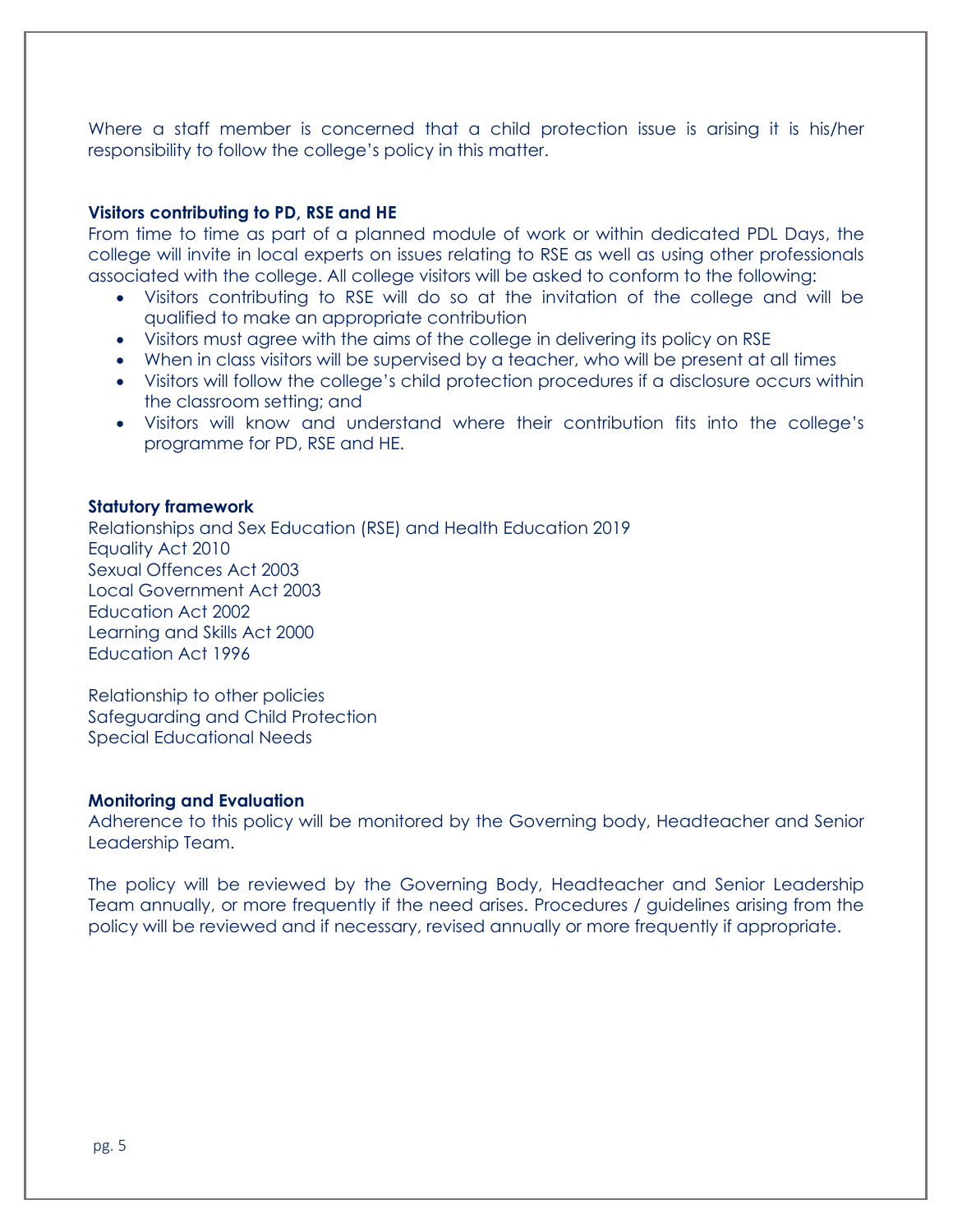Where a staff member is concerned that a child protection issue is arising it is his/her responsibility to follow the college's policy in this matter.

**Visitors contributing to PD, RSE and HE**

From time to time as part of a planned module of work or within dedicated PDL Days, the college will invite in local experts on issues relating to RSE as well as using other professionals associated with the college. All college visitors will be asked to conform to the following:

- Visitors contributing to RSE will do so at the invitation of the college and will be qualified to make an appropriate contribution
- Visitors must agree with the aims of the college in delivering its policy on RSE
- When in class visitors will be supervised by a teacher, who will be present at all times
- Visitors will follow the college's child protection procedures if a disclosure occurs within the classroom setting; and
- Visitors will know and understand where their contribution fits into the college's programme for PD, RSE and HE.

**Statutory framework**

Relationships and Sex Education (RSE) and Health Education 2019
Equality Act 2010
Sexual Offences Act 2003
Local Government Act 2003
Education Act 2002
Learning and Skills Act 2000
Education Act 1996

Relationship to other policies
Safeguarding and Child Protection
Special Educational Needs

**Monitoring and Evaluation**

Adherence to this policy will be monitored by the Governing body, Headteacher and Senior Leadership Team.

The policy will be reviewed by the Governing Body, Headteacher and Senior Leadership Team annually, or more frequently if the need arises. Procedures / guidelines arising from the policy will be reviewed and if necessary, revised annually or more frequently if appropriate.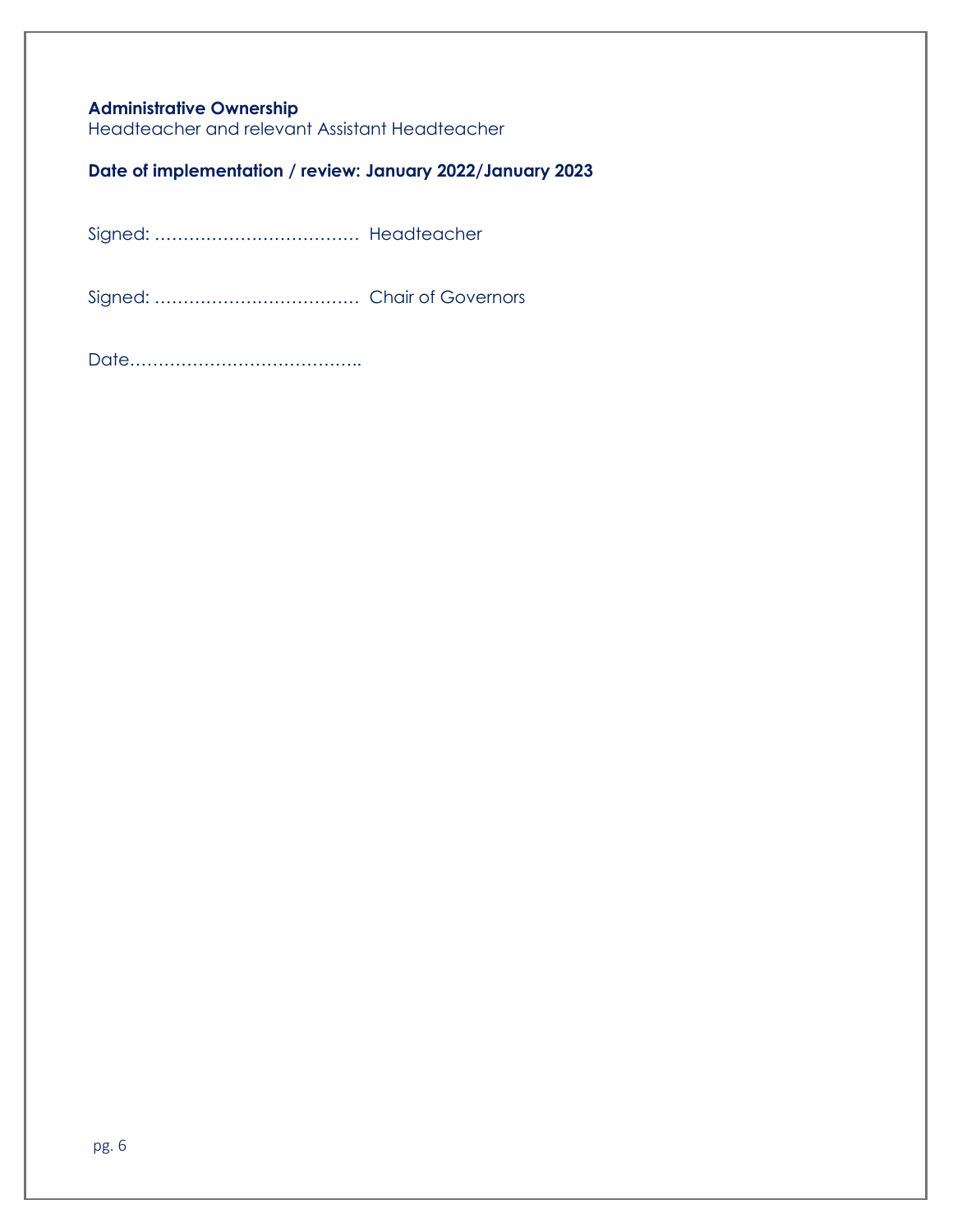**Administrative Ownership**
Headteacher and relevant Assistant Headteacher

**Date of implementation / review: January 2022/January 2023**

Signed: ……………………………… Headteacher

Signed: ……………………………… Chair of Governors

Date…………………………………..